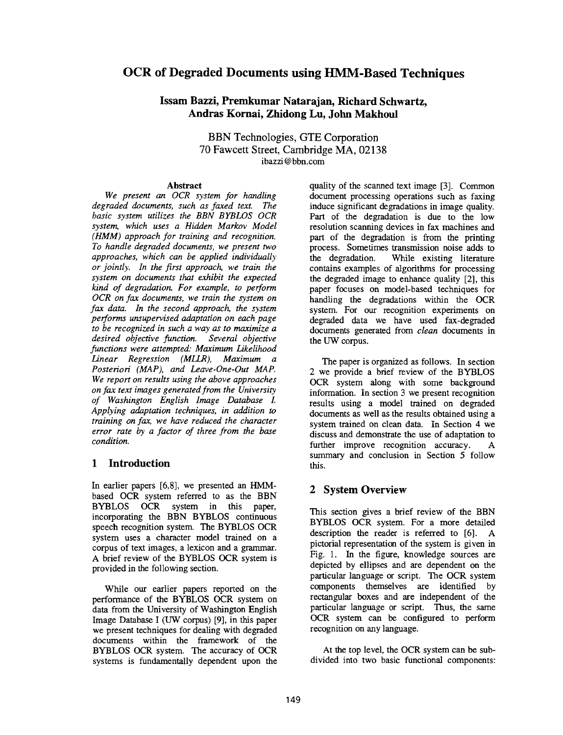# OCR of Degraded Documents using HMM-Based Techniques

**Issam Bazzi, Premkumar Natarajan, Richard Schwartz, Andras Kornai, Zhidong Lu, John Makhoul**

BBN Technologies, GTE Corporation
70 Fawcett Street, Cambridge MA, 02138
ibazzi@bbn.com

### Abstract

*We present an OCR system for handling degraded documents, such as faxed text. The basic system utilizes the BBN BYBLOS OCR system, which uses a Hidden Markov Model (HMM) approach for training and recognition. To handle degraded documents, we present two approaches, which can be applied individually or jointly. In the first approach, we train the system on documents that exhibit the expected kind of degradation. For example, to perform OCR on fax documents, we train the system on fax data. In the second approach, the system performs unsupervised adaptation on each page to be recognized in such a way as to maximize a desired objective function. Several objective functions were attempted: Maximum Likelihood Linear Regression (MLLR), Maximum a Posteriori (MAP), and Leave-One-Out MAP. We report on results using the above approaches on fax text images generated from the University of Washington English Image Database I. Applying adaptation techniques, in addition to training on fax, we have reduced the character error rate by a factor of three from the base condition.*

## 1 Introduction

In earlier papers [6,8], we presented an HMM-based OCR system referred to as the BBN BYBLOS OCR system in this paper, incorporating the BBN BYBLOS continuous speech recognition system. The BYBLOS OCR system uses a character model trained on a corpus of text images, a lexicon and a grammar. A brief review of the BYBLOS OCR system is provided in the following section.

While our earlier papers reported on the performance of the BYBLOS OCR system on data from the University of Washington English Image Database I (UW corpus) [9], in this paper we present techniques for dealing with degraded documents within the framework of the BYBLOS OCR system. The accuracy of OCR systems is fundamentally dependent upon the quality of the scanned text image [3]. Common document processing operations such as faxing induce significant degradations in image quality. Part of the degradation is due to the low resolution scanning devices in fax machines and part of the degradation is from the printing process. Sometimes transmission noise adds to the degradation. While existing literature contains examples of algorithms for processing the degraded image to enhance quality [2], this paper focuses on model-based techniques for handling the degradations within the OCR system. For our recognition experiments on degraded data we have used fax-degraded documents generated from *clean* documents in the UW corpus.

The paper is organized as follows. In section 2 we provide a brief review of the BYBLOS OCR system along with some background information. In section 3 we present recognition results using a model trained on degraded documents as well as the results obtained using a system trained on clean data. In Section 4 we discuss and demonstrate the use of adaptation to further improve recognition accuracy. A summary and conclusion in Section 5 follow this.

## 2 System Overview

This section gives a brief review of the BBN BYBLOS OCR system. For a more detailed description the reader is referred to [6]. A pictorial representation of the system is given in Fig. 1. In the figure, knowledge sources are depicted by ellipses and are dependent on the particular language or script. The OCR system components themselves are identified by rectangular boxes and are independent of the particular language or script. Thus, the same OCR system can be configured to perform recognition on any language.

At the top level, the OCR system can be sub-divided into two basic functional components: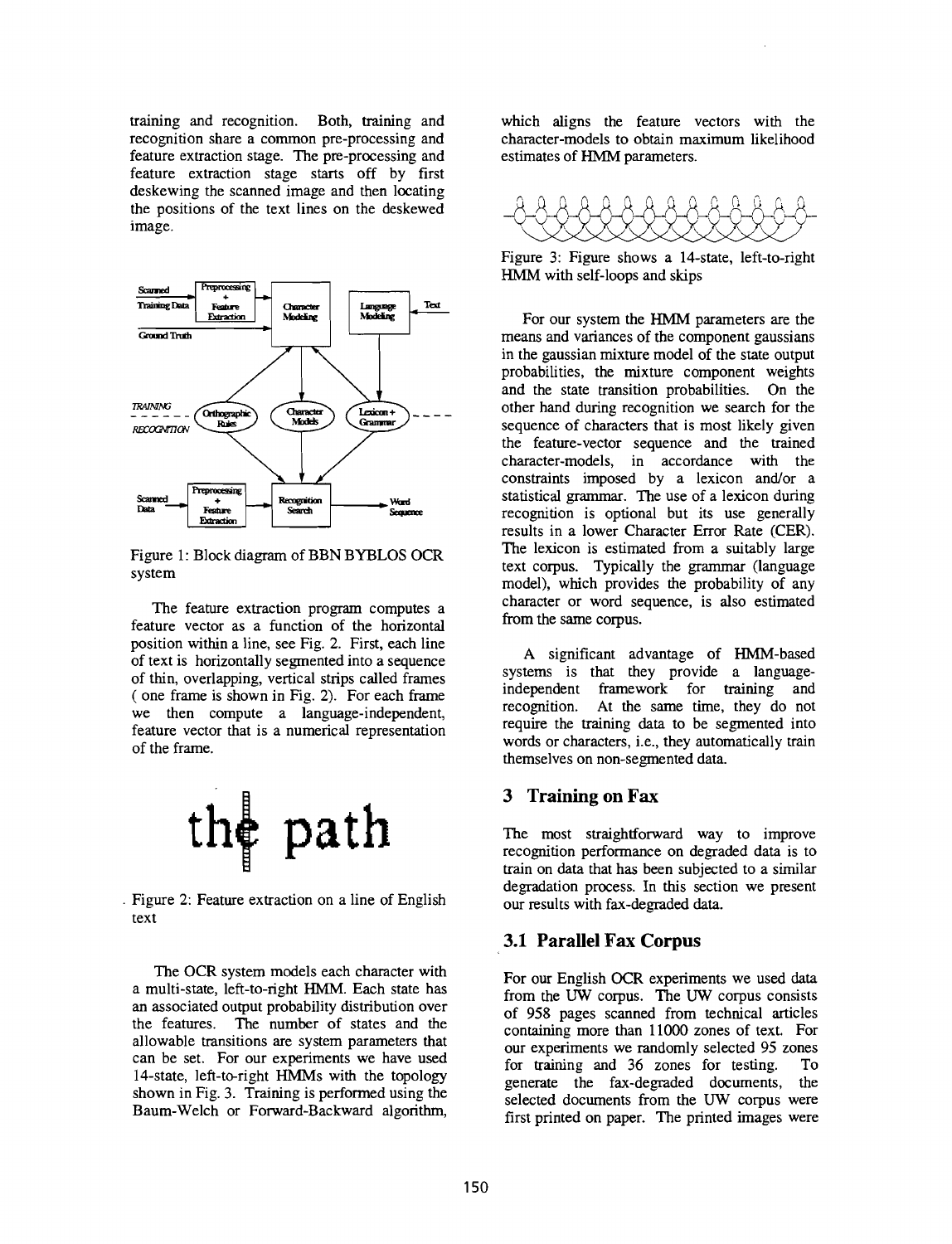training and recognition. Both, training and recognition share a common pre-processing and feature extraction stage. The pre-processing and feature extraction stage starts off by first deskewing the scanned image and then locating the positions of the text lines on the deskewed image.

Figure 1: Block diagram of BBN BYBLOS OCR system

The feature extraction program computes a feature vector as a function of the horizontal position within a line, see Fig. 2. First, each line of text is horizontally segmented into a sequence of thin, overlapping, vertical strips called frames ( one frame is shown in Fig. 2). For each frame we then compute a language-independent, feature vector that is a numerical representation of the frame.

Figure 2: Feature extraction on a line of English text

The OCR system models each character with a multi-state, left-to-right HMM. Each state has an associated output probability distribution over the features. The number of states and the allowable transitions are system parameters that can be set. For our experiments we have used 14-state, left-to-right HMMs with the topology shown in Fig. 3. Training is performed using the Baum-Welch or Forward-Backward algorithm, which aligns the feature vectors with the character-models to obtain maximum likelihood estimates of HMM parameters.

Figure 3: Figure shows a 14-state, left-to-right HMM with self-loops and skips

For our system the HMM parameters are the means and variances of the component gaussians in the gaussian mixture model of the state output probabilities, the mixture component weights and the state transition probabilities. On the other hand during recognition we search for the sequence of characters that is most likely given the feature-vector sequence and the trained character-models, in accordance with the constraints imposed by a lexicon and/or a statistical grammar. The use of a lexicon during recognition is optional but its use generally results in a lower Character Error Rate (CER). The lexicon is estimated from a suitably large text corpus. Typically the grammar (language model), which provides the probability of any character or word sequence, is also estimated from the same corpus.

A significant advantage of HMM-based systems is that they provide a language-independent framework for training and recognition. At the same time, they do not require the training data to be segmented into words or characters, i.e., they automatically train themselves on non-segmented data.

## 3 Training on Fax

The most straightforward way to improve recognition performance on degraded data is to train on data that has been subjected to a similar degradation process. In this section we present our results with fax-degraded data.

### 3.1 Parallel Fax Corpus

For our English OCR experiments we used data from the UW corpus. The UW corpus consists of 958 pages scanned from technical articles containing more than 11000 zones of text. For our experiments we randomly selected 95 zones for training and 36 zones for testing. To generate the fax-degraded documents, the selected documents from the UW corpus were first printed on paper. The printed images were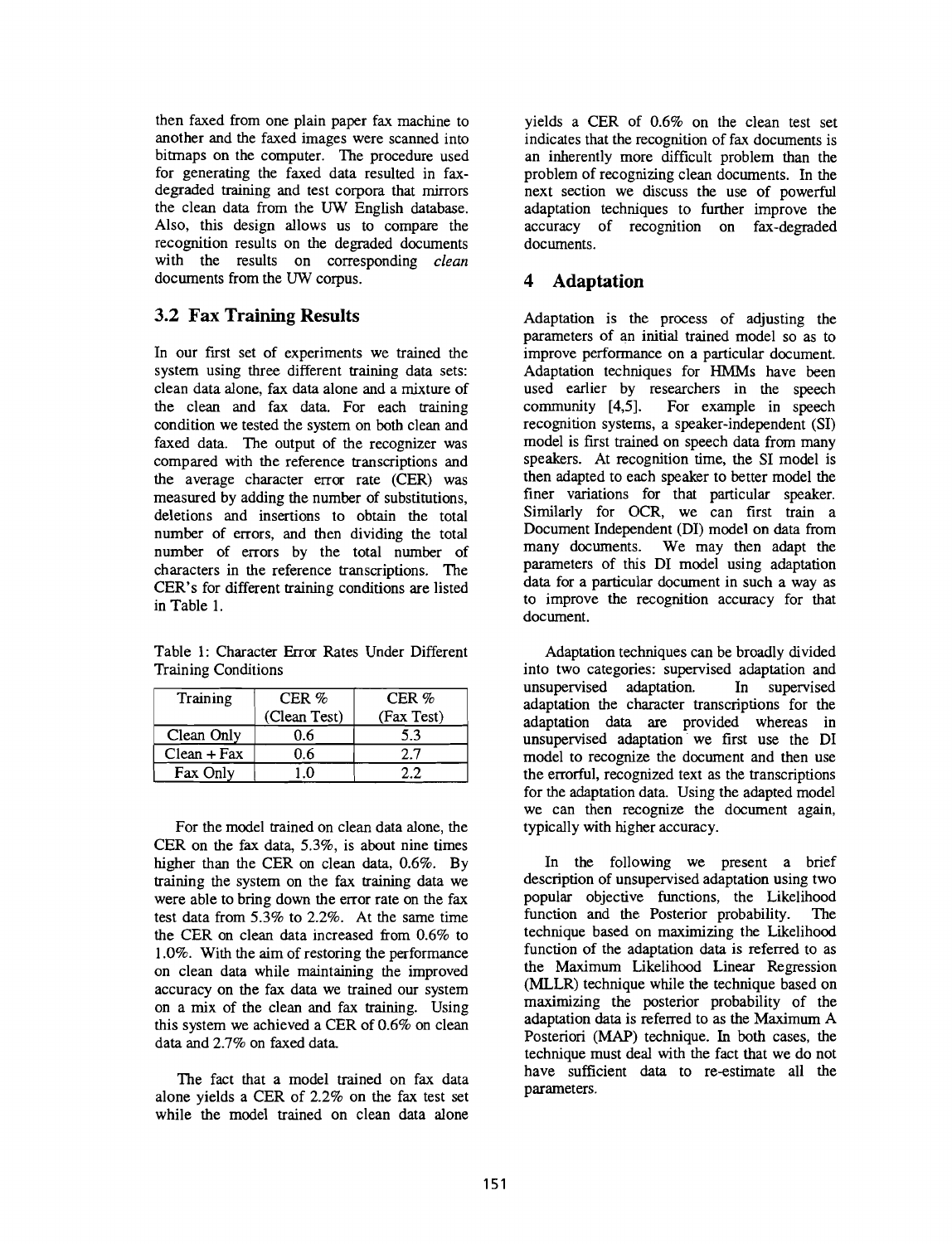then faxed from one plain paper fax machine to another and the faxed images were scanned into bitmaps on the computer. The procedure used for generating the faxed data resulted in fax-degraded training and test corpora that mirrors the clean data from the UW English database. Also, this design allows us to compare the recognition results on the degraded documents with the results on corresponding *clean* documents from the UW corpus.

## 3.2 Fax Training Results

In our first set of experiments we trained the system using three different training data sets: clean data alone, fax data alone and a mixture of the clean and fax data. For each training condition we tested the system on both clean and faxed data. The output of the recognizer was compared with the reference transcriptions and the average character error rate (CER) was measured by adding the number of substitutions, deletions and insertions to obtain the total number of errors, and then dividing the total number of errors by the total number of characters in the reference transcriptions. The CER's for different training conditions are listed in Table 1.

Table 1: Character Error Rates Under Different Training Conditions

| Training | CER % (Clean Test) | CER % (Fax Test) |
|---|---|---|
| Clean Only | 0.6 | 5.3 |
| Clean + Fax | 0.6 | 2.7 |
| Fax Only | 1.0 | 2.2 |

For the model trained on clean data alone, the CER on the fax data, 5.3%, is about nine times higher than the CER on clean data, 0.6%. By training the system on the fax training data we were able to bring down the error rate on the fax test data from 5.3% to 2.2%. At the same time the CER on clean data increased from 0.6% to 1.0%. With the aim of restoring the performance on clean data while maintaining the improved accuracy on the fax data we trained our system on a mix of the clean and fax training. Using this system we achieved a CER of 0.6% on clean data and 2.7% on faxed data.

The fact that a model trained on fax data alone yields a CER of 2.2% on the fax test set while the model trained on clean data alone yields a CER of 0.6% on the clean test set indicates that the recognition of fax documents is an inherently more difficult problem than the problem of recognizing clean documents. In the next section we discuss the use of powerful adaptation techniques to further improve the accuracy of recognition on fax-degraded documents.

# 4 Adaptation

Adaptation is the process of adjusting the parameters of an initial trained model so as to improve performance on a particular document. Adaptation techniques for HMMs have been used earlier by researchers in the speech community [4,5]. For example in speech recognition systems, a speaker-independent (SI) model is first trained on speech data from many speakers. At recognition time, the SI model is then adapted to each speaker to better model the finer variations for that particular speaker. Similarly for OCR, we can first train a Document Independent (DI) model on data from many documents. We may then adapt the parameters of this DI model using adaptation data for a particular document in such a way as to improve the recognition accuracy for that document.

Adaptation techniques can be broadly divided into two categories: supervised adaptation and unsupervised adaptation. In supervised adaptation the character transcriptions for the adaptation data are provided whereas in unsupervised adaptation we first use the DI model to recognize the document and then use the errorful, recognized text as the transcriptions for the adaptation data. Using the adapted model we can then recognize the document again, typically with higher accuracy.

In the following we present a brief description of unsupervised adaptation using two popular objective functions, the Likelihood function and the Posterior probability. The technique based on maximizing the Likelihood function of the adaptation data is referred to as the Maximum Likelihood Linear Regression (MLLR) technique while the technique based on maximizing the posterior probability of the adaptation data is referred to as the Maximum A Posteriori (MAP) technique. In both cases, the technique must deal with the fact that we do not have sufficient data to re-estimate all the parameters.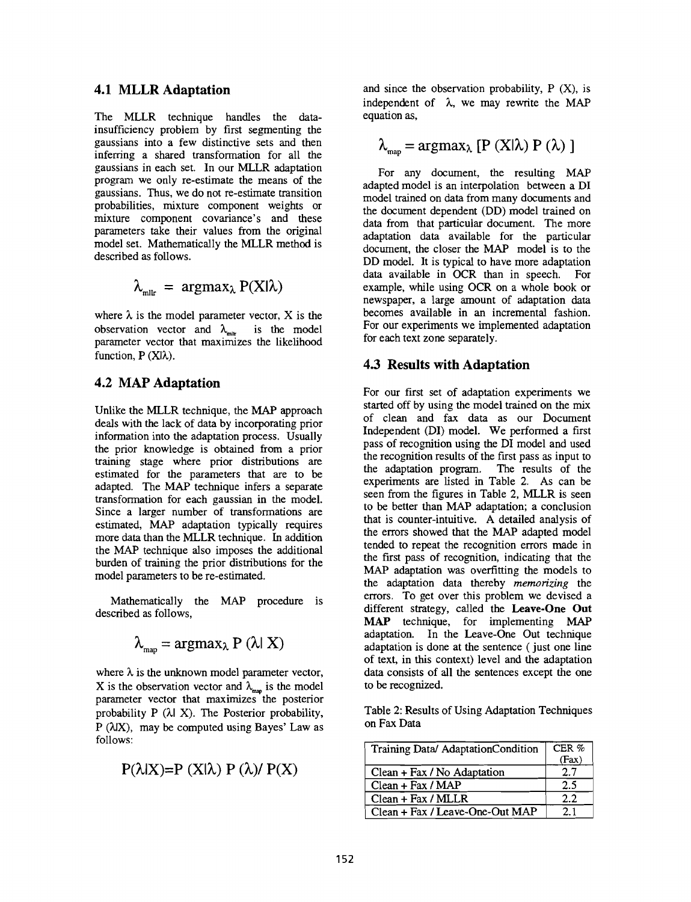### 4.1 MLLR Adaptation

The MLLR technique handles the data-insufficiency problem by first segmenting the gaussians into a few distinctive sets and then inferring a shared transformation for all the gaussians in each set. In our MLLR adaptation program we only re-estimate the means of the gaussians. Thus, we do not re-estimate transition probabilities, mixture component weights or mixture component covariance's and these parameters take their values from the original model set. Mathematically the MLLR method is described as follows.

$$\lambda_{mllr} = \text{argmax}_{\lambda}\, P(X|\lambda)$$

where $\lambda$ is the model parameter vector, X is the observation vector and $\lambda_{mllr}$ is the model parameter vector that maximizes the likelihood function, P $(X|\lambda)$.

### 4.2 MAP Adaptation

Unlike the MLLR technique, the MAP approach deals with the lack of data by incorporating prior information into the adaptation process. Usually the prior knowledge is obtained from a prior training stage where prior distributions are estimated for the parameters that are to be adapted. The MAP technique infers a separate transformation for each gaussian in the model. Since a larger number of transformations are estimated, MAP adaptation typically requires more data than the MLLR technique. In addition the MAP technique also imposes the additional burden of training the prior distributions for the model parameters to be re-estimated.

Mathematically the MAP procedure is described as follows,

$$\lambda_{map} = \text{argmax}_{\lambda}\, P(\lambda|X)$$

where $\lambda$ is the unknown model parameter vector, X is the observation vector and $\lambda_{map}$ is the model parameter vector that maximizes the posterior probability P $(\lambda|X)$. The Posterior probability, P $(\lambda|X)$, may be computed using Bayes' Law as follows:

$$P(\lambda|X) = P(X|\lambda)\, P(\lambda) / P(X)$$

and since the observation probability, P (X), is independent of $\lambda$, we may rewrite the MAP equation as,

$$\lambda_{map} = \text{argmax}_{\lambda}\, [P(X|\lambda)\, P(\lambda)]$$

For any document, the resulting MAP adapted model is an interpolation between a DI model trained on data from many documents and the document dependent (DD) model trained on data from that particular document. The more adaptation data available for the particular document, the closer the MAP model is to the DD model. It is typical to have more adaptation data available in OCR than in speech. For example, while using OCR on a whole book or newspaper, a large amount of adaptation data becomes available in an incremental fashion. For our experiments we implemented adaptation for each text zone separately.

### 4.3 Results with Adaptation

For our first set of adaptation experiments we started off by using the model trained on the mix of clean and fax data as our Document Independent (DI) model. We performed a first pass of recognition using the DI model and used the recognition results of the first pass as input to the adaptation program. The results of the experiments are listed in Table 2. As can be seen from the figures in Table 2, MLLR is seen to be better than MAP adaptation; a conclusion that is counter-intuitive. A detailed analysis of the errors showed that the MAP adapted model tended to repeat the recognition errors made in the first pass of recognition, indicating that the MAP adaptation was overfitting the models to the adaptation data thereby *memorizing* the errors. To get over this problem we devised a different strategy, called the **Leave-One Out MAP** technique, for implementing MAP adaptation. In the Leave-One Out technique adaptation is done at the sentence ( just one line of text, in this context) level and the adaptation data consists of all the sentences except the one to be recognized.

Table 2: Results of Using Adaptation Techniques on Fax Data

| Training Data/ AdaptationCondition | CER % (Fax) |
|---|---|
| Clean + Fax / No Adaptation | 2.7 |
| Clean + Fax / MAP | 2.5 |
| Clean + Fax / MLLR | 2.2 |
| Clean + Fax / Leave-One-Out MAP | 2.1 |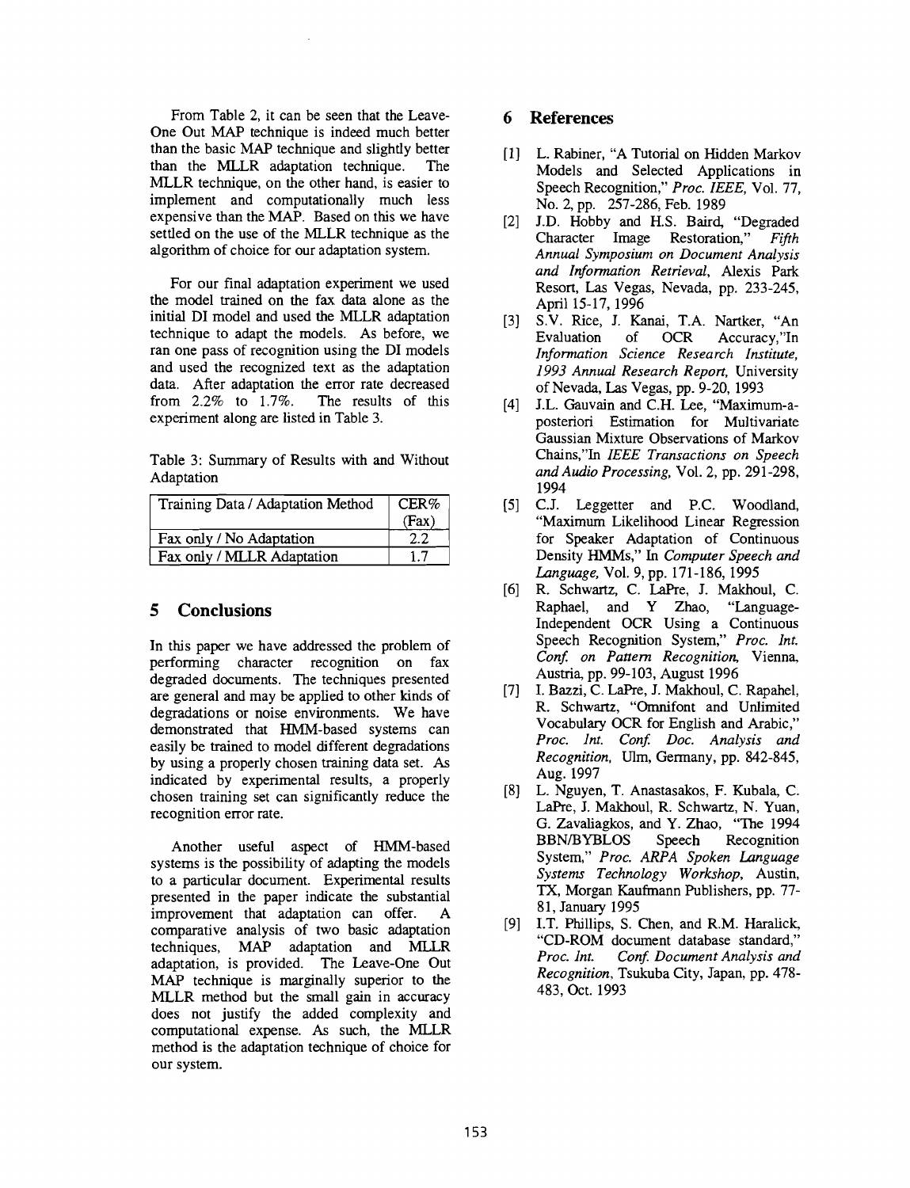From Table 2, it can be seen that the Leave-One Out MAP technique is indeed much better than the basic MAP technique and slightly better than the MLLR adaptation technique. The MLLR technique, on the other hand, is easier to implement and computationally much less expensive than the MAP. Based on this we have settled on the use of the MLLR technique as the algorithm of choice for our adaptation system.

For our final adaptation experiment we used the model trained on the fax data alone as the initial DI model and used the MLLR adaptation technique to adapt the models. As before, we ran one pass of recognition using the DI models and used the recognized text as the adaptation data. After adaptation the error rate decreased from 2.2% to 1.7%. The results of this experiment along are listed in Table 3.

Table 3: Summary of Results with and Without Adaptation

| Training Data / Adaptation Method | CER% (Fax) |
|---|---|
| Fax only / No Adaptation | 2.2 |
| Fax only / MLLR Adaptation | 1.7 |

## 5 Conclusions

In this paper we have addressed the problem of performing character recognition on fax degraded documents. The techniques presented are general and may be applied to other kinds of degradations or noise environments. We have demonstrated that HMM-based systems can easily be trained to model different degradations by using a properly chosen training data set. As indicated by experimental results, a properly chosen training set can significantly reduce the recognition error rate.

Another useful aspect of HMM-based systems is the possibility of adapting the models to a particular document. Experimental results presented in the paper indicate the substantial improvement that adaptation can offer. A comparative analysis of two basic adaptation techniques, MAP adaptation and MLLR adaptation, is provided. The Leave-One Out MAP technique is marginally superior to the MLLR method but the small gain in accuracy does not justify the added complexity and computational expense. As such, the MLLR method is the adaptation technique of choice for our system.

## 6 References

[1] L. Rabiner, "A Tutorial on Hidden Markov Models and Selected Applications in Speech Recognition," *Proc. IEEE*, Vol. 77, No. 2, pp. 257-286, Feb. 1989

[2] J.D. Hobby and H.S. Baird, "Degraded Character Image Restoration," *Fifth Annual Symposium on Document Analysis and Information Retrieval*, Alexis Park Resort, Las Vegas, Nevada, pp. 233-245, April 15-17, 1996

[3] S.V. Rice, J. Kanai, T.A. Nartker, "An Evaluation of OCR Accuracy,"In *Information Science Research Institute, 1993 Annual Research Report*, University of Nevada, Las Vegas, pp. 9-20, 1993

[4] J.L. Gauvain and C.H. Lee, "Maximum-a-posteriori Estimation for Multivariate Gaussian Mixture Observations of Markov Chains,"In *IEEE Transactions on Speech and Audio Processing*, Vol. 2, pp. 291-298, 1994

[5] C.J. Leggetter and P.C. Woodland, "Maximum Likelihood Linear Regression for Speaker Adaptation of Continuous Density HMMs," In *Computer Speech and Language*, Vol. 9, pp. 171-186, 1995

[6] R. Schwartz, C. LaPre, J. Makhoul, C. Raphael, and Y Zhao, "Language-Independent OCR Using a Continuous Speech Recognition System," *Proc. Int. Conf. on Pattern Recognition*, Vienna, Austria, pp. 99-103, August 1996

[7] I. Bazzi, C. LaPre, J. Makhoul, C. Rapahel, R. Schwartz, "Omnifont and Unlimited Vocabulary OCR for English and Arabic," *Proc. Int. Conf. Doc. Analysis and Recognition*, Ulm, Germany, pp. 842-845, Aug. 1997

[8] L. Nguyen, T. Anastasakos, F. Kubala, C. LaPre, J. Makhoul, R. Schwartz, N. Yuan, G. Zavaliagkos, and Y. Zhao, "The 1994 BBN/BYBLOS Speech Recognition System," *Proc. ARPA Spoken Language Systems Technology Workshop*, Austin, TX, Morgan Kaufmann Publishers, pp. 77-81, January 1995

[9] I.T. Phillips, S. Chen, and R.M. Haralick, "CD-ROM document database standard," *Proc. Int. Conf. Document Analysis and Recognition*, Tsukuba City, Japan, pp. 478-483, Oct. 1993